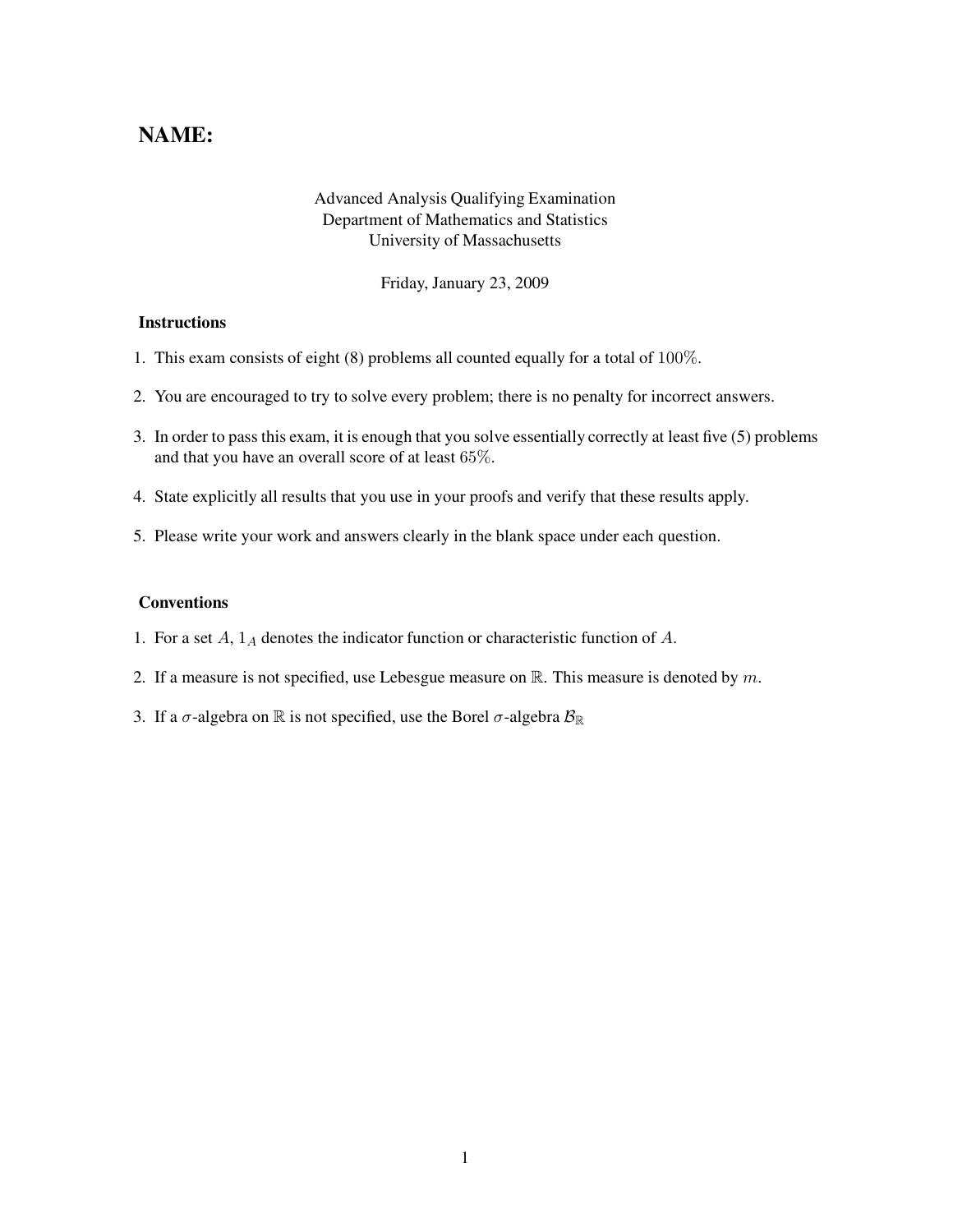# NAME:

Advanced Analysis Qualifying Examination
Department of Mathematics and Statistics
University of Massachusetts

Friday, January 23, 2009

### Instructions

1. This exam consists of eight (8) problems all counted equally for a total of $100\%$.
2. You are encouraged to try to solve every problem; there is no penalty for incorrect answers.
3. In order to pass this exam, it is enough that you solve essentially correctly at least five (5) problems and that you have an overall score of at least $65\%$.
4. State explicitly all results that you use in your proofs and verify that these results apply.
5. Please write your work and answers clearly in the blank space under each question.

### Conventions

1. For a set $A$, $1_A$ denotes the indicator function or characteristic function of $A$.
2. If a measure is not specified, use Lebesgue measure on $\mathbb{R}$. This measure is denoted by $m$.
3. If a $\sigma$-algebra on $\mathbb{R}$ is not specified, use the Borel $\sigma$-algebra $\mathcal{B}_{\mathbb{R}}$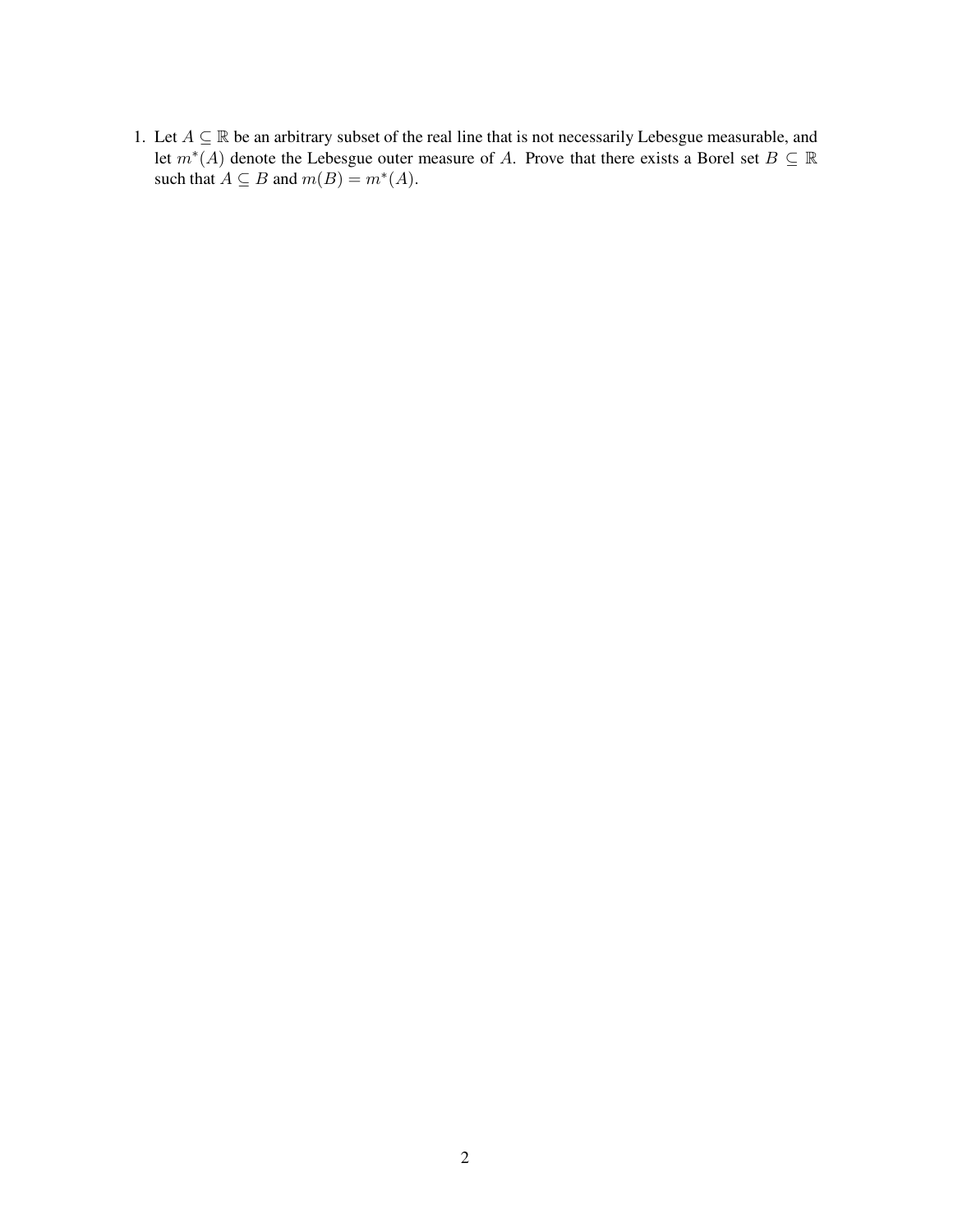1. Let $A \subseteq \mathbb{R}$ be an arbitrary subset of the real line that is not necessarily Lebesgue measurable, and let $m^*(A)$ denote the Lebesgue outer measure of $A$. Prove that there exists a Borel set $B \subseteq \mathbb{R}$ such that $A \subseteq B$ and $m(B) = m^*(A)$.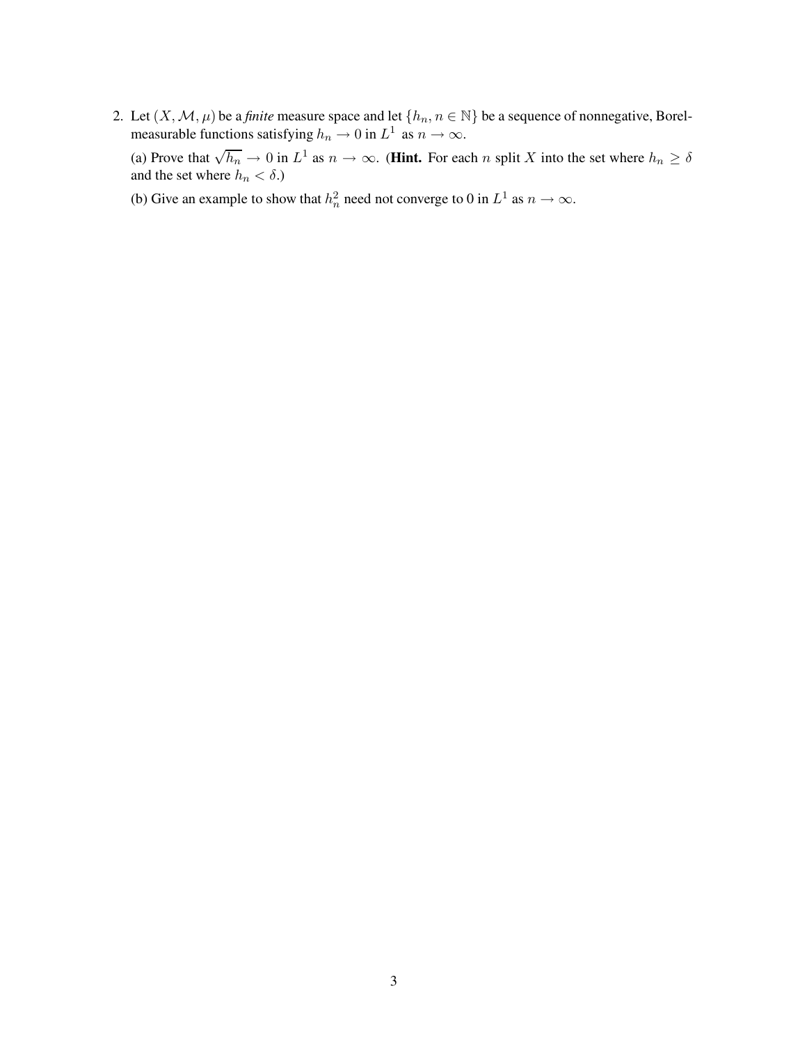2. Let $(X, \mathcal{M}, \mu)$ be a *finite* measure space and let $\{h_n, n \in \mathbb{N}\}$ be a sequence of nonnegative, Borel-measurable functions satisfying $h_n \to 0$ in $L^1$ as $n \to \infty$.

   (a) Prove that $\sqrt{h_n} \to 0$ in $L^1$ as $n \to \infty$. (**Hint.** For each $n$ split $X$ into the set where $h_n \geq \delta$ and the set where $h_n < \delta$.)

   (b) Give an example to show that $h_n^2$ need not converge to 0 in $L^1$ as $n \to \infty$.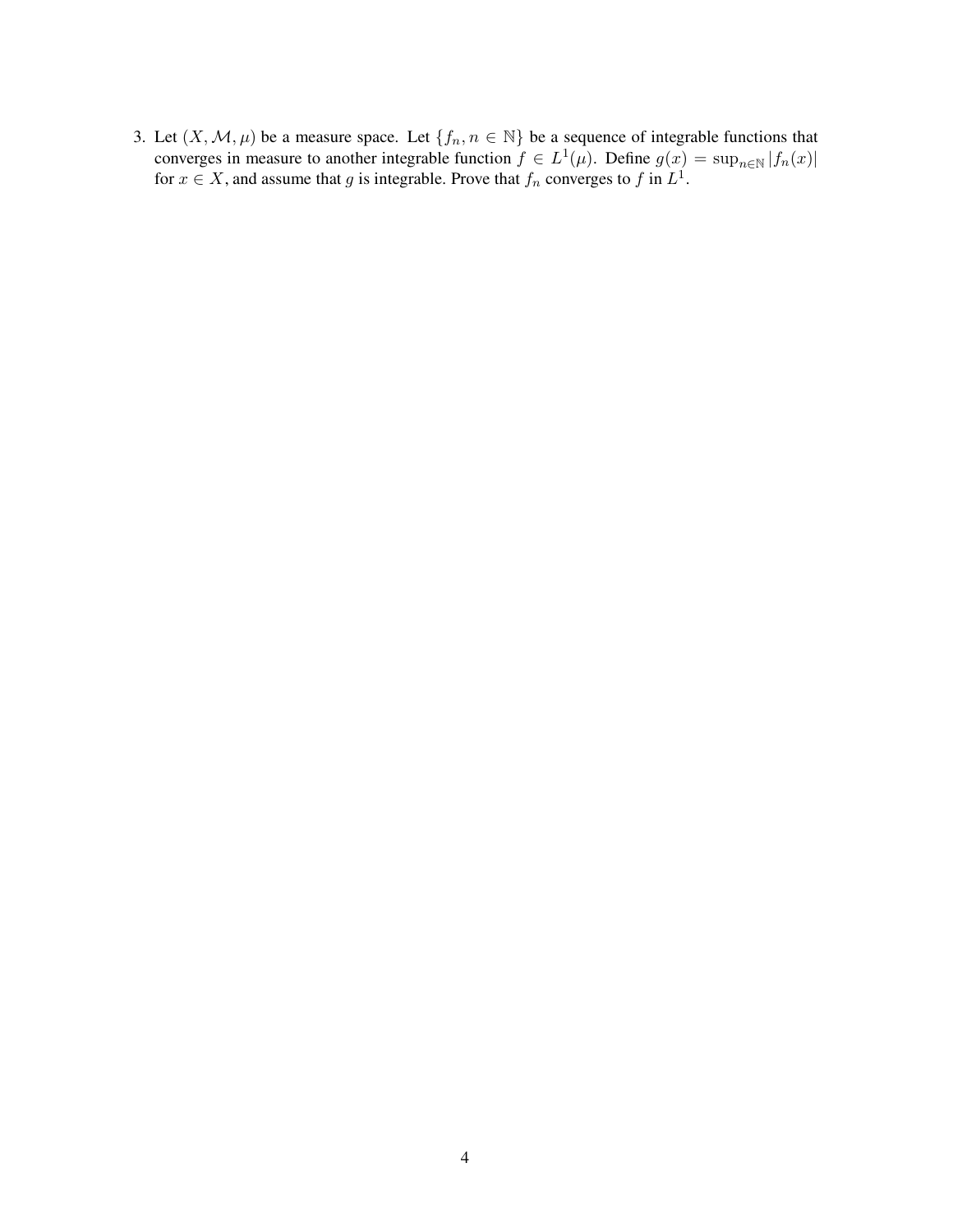3. Let $(X, \mathcal{M}, \mu)$ be a measure space. Let $\{f_n, n \in \mathbb{N}\}$ be a sequence of integrable functions that converges in measure to another integrable function $f \in L^1(\mu)$. Define $g(x) = \sup_{n \in \mathbb{N}} |f_n(x)|$ for $x \in X$, and assume that $g$ is integrable. Prove that $f_n$ converges to $f$ in $L^1$.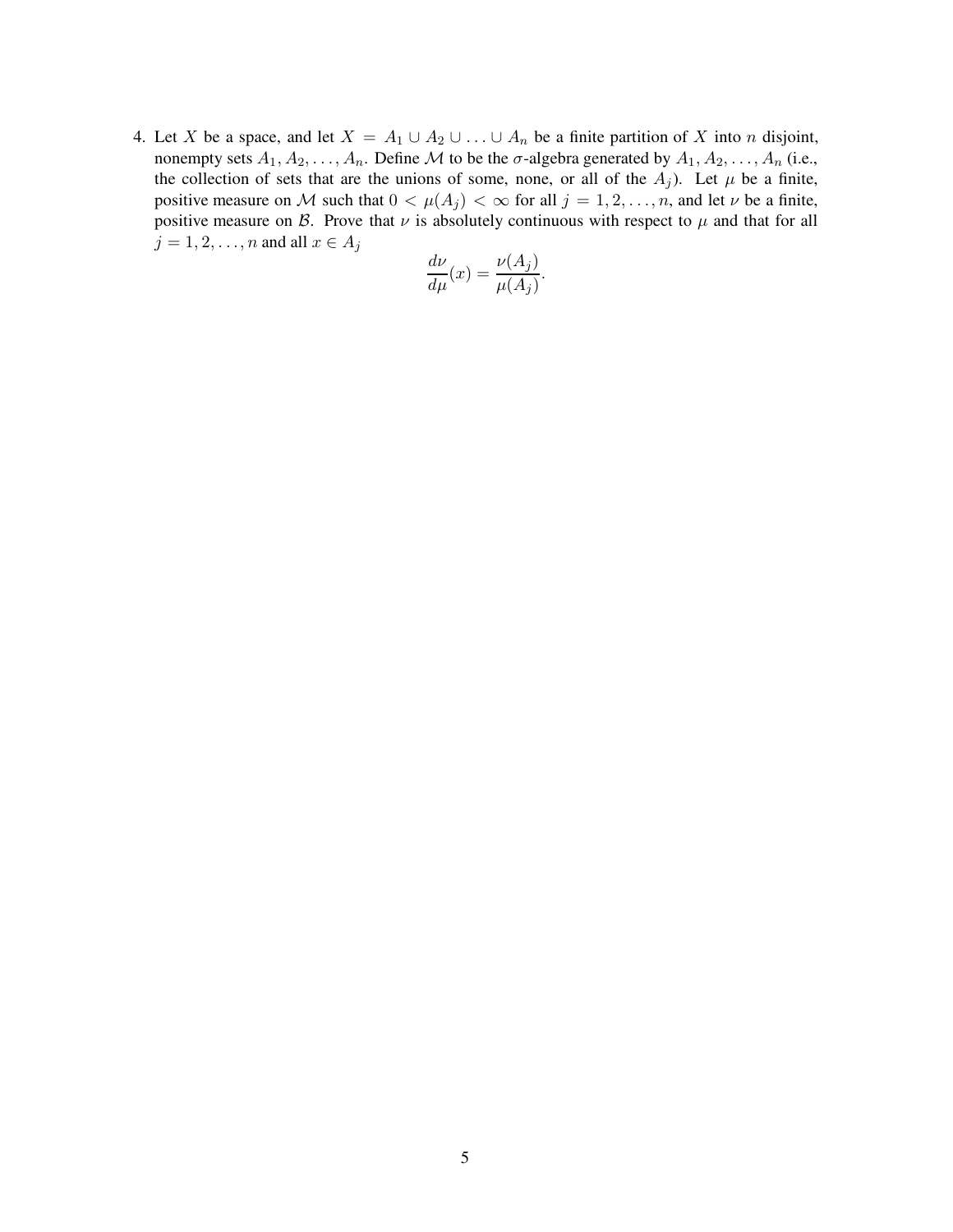4. Let $X$ be a space, and let $X = A_1 \cup A_2 \cup \ldots \cup A_n$ be a finite partition of $X$ into $n$ disjoint, nonempty sets $A_1, A_2, \ldots, A_n$. Define $\mathcal{M}$ to be the $\sigma$-algebra generated by $A_1, A_2, \ldots, A_n$ (i.e., the collection of sets that are the unions of some, none, or all of the $A_j$). Let $\mu$ be a finite, positive measure on $\mathcal{M}$ such that $0 < \mu(A_j) < \infty$ for all $j = 1, 2, \ldots, n$, and let $\nu$ be a finite, positive measure on $\mathcal{B}$. Prove that $\nu$ is absolutely continuous with respect to $\mu$ and that for all $j = 1, 2, \ldots, n$ and all $x \in A_j$

$$\frac{d\nu}{d\mu}(x) = \frac{\nu(A_j)}{\mu(A_j)}.$$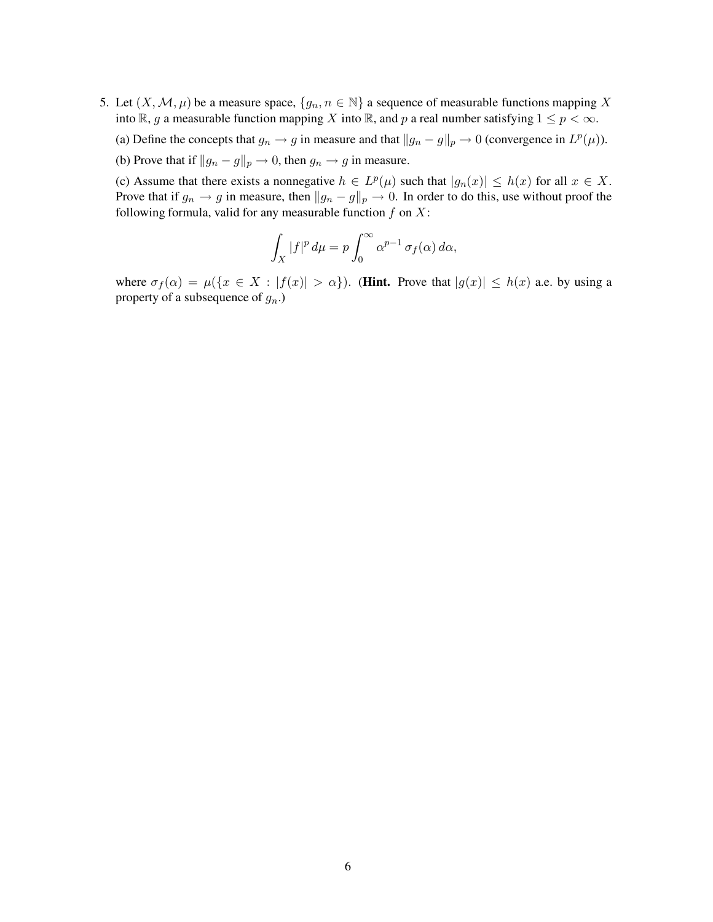5. Let $(X, \mathcal{M}, \mu)$ be a measure space, $\{g_n, n \in \mathbb{N}\}$ a sequence of measurable functions mapping $X$ into $\mathbb{R}$, $g$ a measurable function mapping $X$ into $\mathbb{R}$, and $p$ a real number satisfying $1 \leq p < \infty$.

   (a) Define the concepts that $g_n \to g$ in measure and that $\|g_n - g\|_p \to 0$ (convergence in $L^p(\mu)$).

   (b) Prove that if $\|g_n - g\|_p \to 0$, then $g_n \to g$ in measure.

   (c) Assume that there exists a nonnegative $h \in L^p(\mu)$ such that $|g_n(x)| \leq h(x)$ for all $x \in X$. Prove that if $g_n \to g$ in measure, then $\|g_n - g\|_p \to 0$. In order to do this, use without proof the following formula, valid for any measurable function $f$ on $X$:

$$\int_X |f|^p \, d\mu = p \int_0^\infty \alpha^{p-1} \, \sigma_f(\alpha) \, d\alpha,$$

   where $\sigma_f(\alpha) = \mu(\{x \in X : |f(x)| > \alpha\})$. (**Hint.** Prove that $|g(x)| \leq h(x)$ a.e. by using a property of a subsequence of $g_n$.)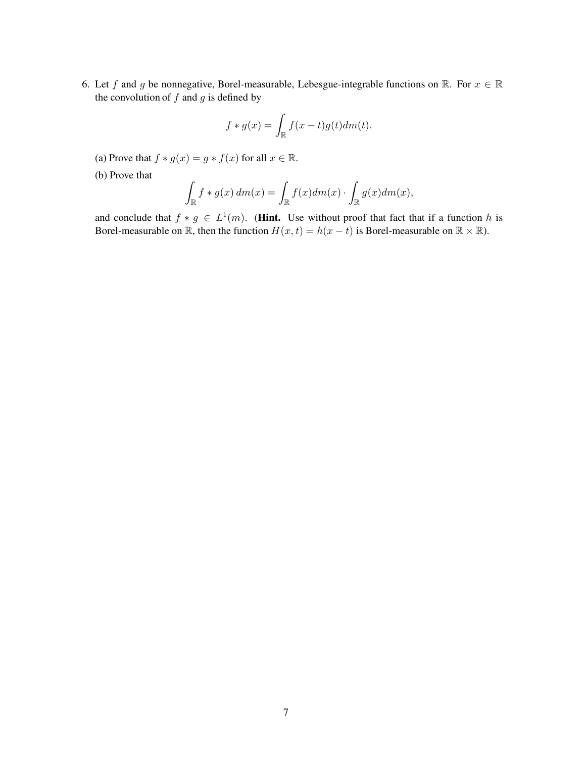6. Let $f$ and $g$ be nonnegative, Borel-measurable, Lebesgue-integrable functions on $\mathbb{R}$. For $x \in \mathbb{R}$ the convolution of $f$ and $g$ is defined by

$$f * g(x) = \int_{\mathbb{R}} f(x-t)g(t)dm(t).$$

(a) Prove that $f * g(x) = g * f(x)$ for all $x \in \mathbb{R}$.

(b) Prove that

$$\int_{\mathbb{R}} f * g(x)\, dm(x) = \int_{\mathbb{R}} f(x)dm(x) \cdot \int_{\mathbb{R}} g(x)dm(x),$$

and conclude that $f * g \in L^1(m)$. (**Hint.** Use without proof that fact that if a function $h$ is Borel-measurable on $\mathbb{R}$, then the function $H(x,t) = h(x-t)$ is Borel-measurable on $\mathbb{R} \times \mathbb{R}$).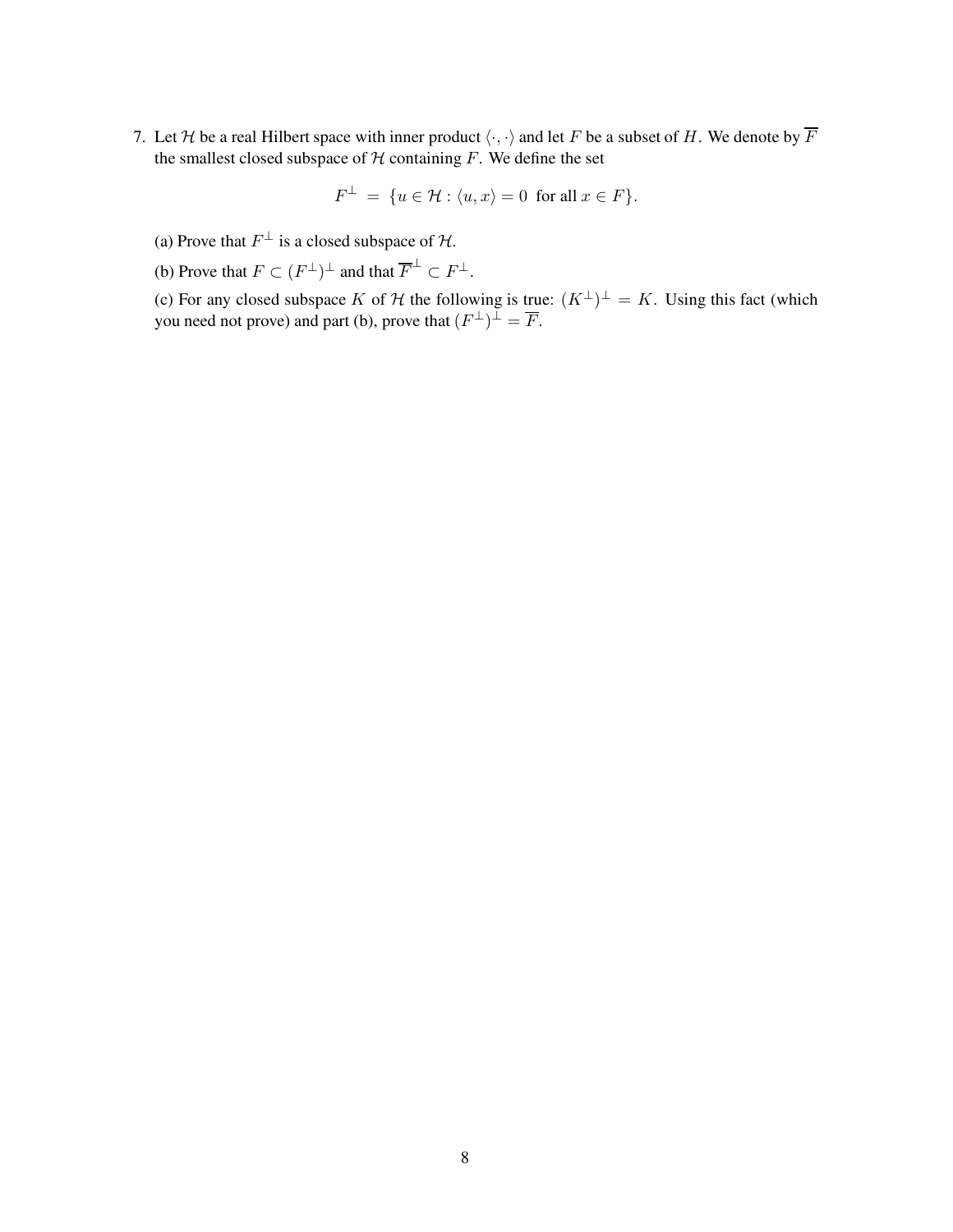7. Let $\mathcal{H}$ be a real Hilbert space with inner product $\langle \cdot, \cdot \rangle$ and let $F$ be a subset of $H$. We denote by $\overline{F}$ the smallest closed subspace of $\mathcal{H}$ containing $F$. We define the set

$$F^{\perp} \;=\; \{u \in \mathcal{H} : \langle u, x \rangle = 0 \;\text{ for all } x \in F\}.$$

(a) Prove that $F^{\perp}$ is a closed subspace of $\mathcal{H}$.

(b) Prove that $F \subset (F^{\perp})^{\perp}$ and that $\overline{F}^{\perp} \subset F^{\perp}$.

(c) For any closed subspace $K$ of $\mathcal{H}$ the following is true: $(K^{\perp})^{\perp} = K$. Using this fact (which you need not prove) and part (b), prove that $(F^{\perp})^{\perp} = \overline{F}$.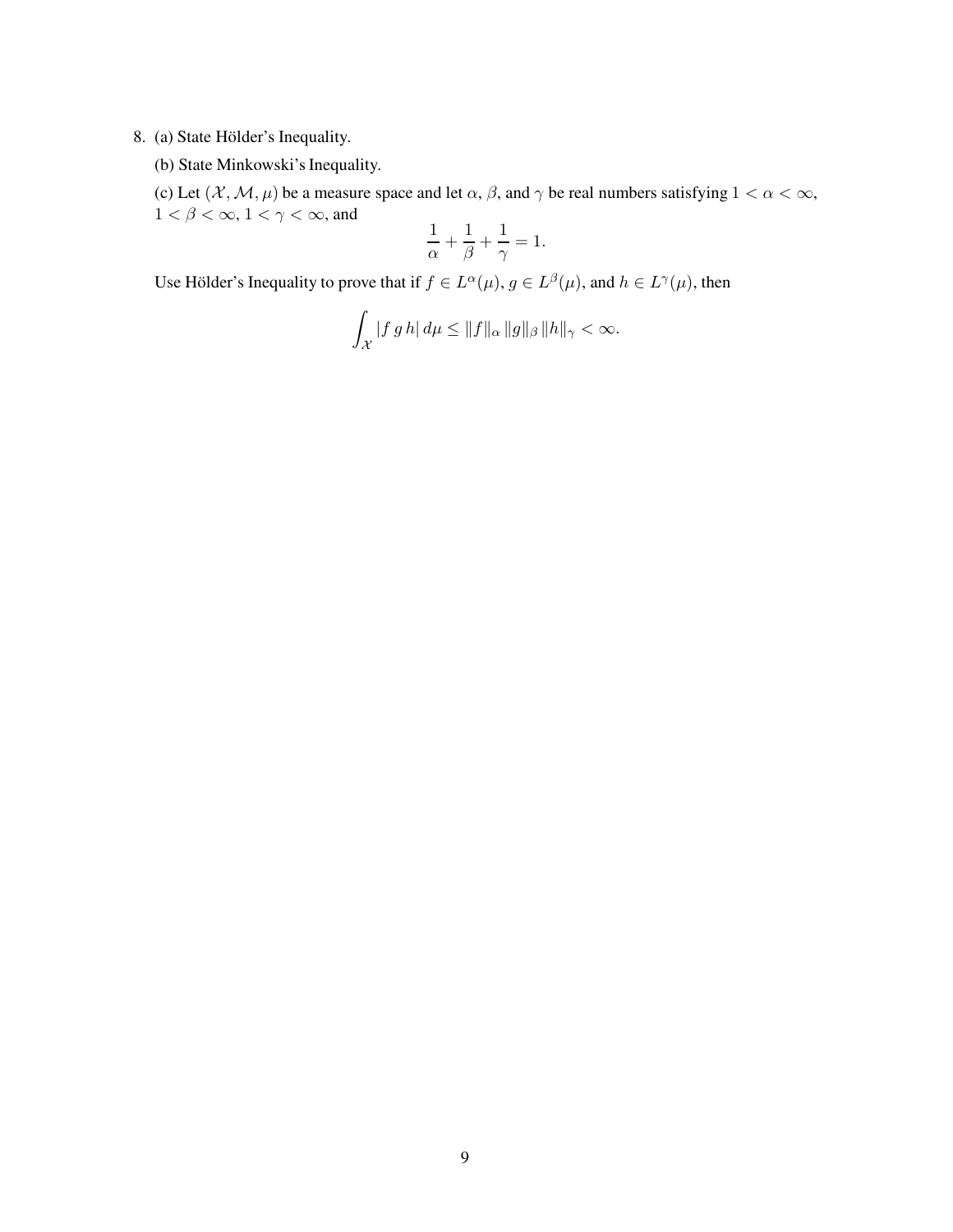8. (a) State Hölder's Inequality.

   (b) State Minkowski's Inequality.

   (c) Let $(\mathcal{X}, \mathcal{M}, \mu)$ be a measure space and let $\alpha$, $\beta$, and $\gamma$ be real numbers satisfying $1 < \alpha < \infty$, $1 < \beta < \infty$, $1 < \gamma < \infty$, and

$$\frac{1}{\alpha} + \frac{1}{\beta} + \frac{1}{\gamma} = 1.$$

   Use Hölder's Inequality to prove that if $f \in L^{\alpha}(\mu)$, $g \in L^{\beta}(\mu)$, and $h \in L^{\gamma}(\mu)$, then

$$\int_{\mathcal{X}} |f \, g \, h| \, d\mu \leq \|f\|_{\alpha} \, \|g\|_{\beta} \, \|h\|_{\gamma} < \infty.$$